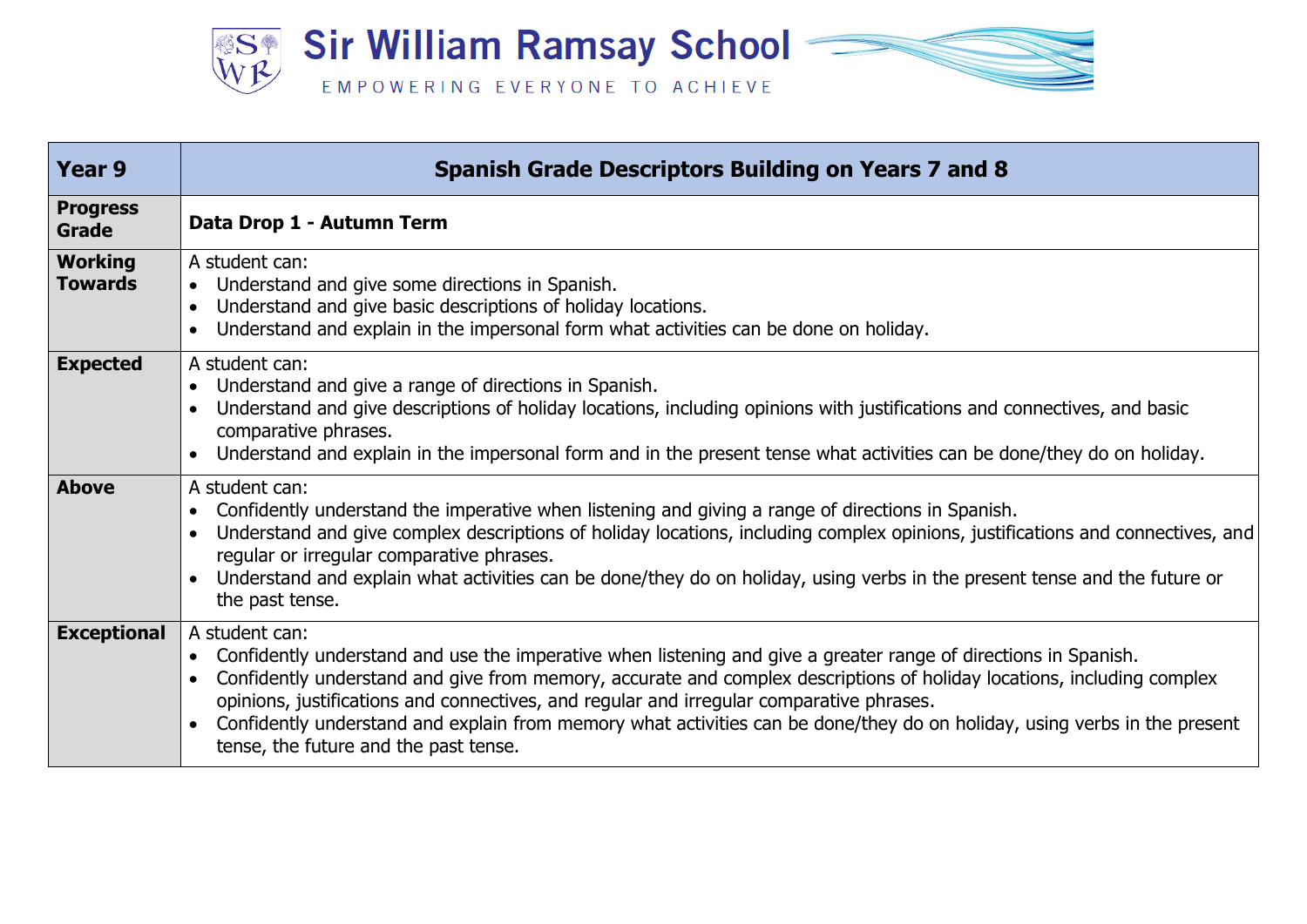# Sir William Ramsay School

EMPOWERING EVERYONE TO ACHIEVE

| Year 9 | Spanish Grade Descriptors Building on Years 7 and 8 |
|---|---|
| **Progress Grade** | **Data Drop 1 - Autumn Term** |
| **Working Towards** | A student can:<br>• Understand and give some directions in Spanish.<br>• Understand and give basic descriptions of holiday locations.<br>• Understand and explain in the impersonal form what activities can be done on holiday. |
| **Expected** | A student can:<br>• Understand and give a range of directions in Spanish.<br>• Understand and give descriptions of holiday locations, including opinions with justifications and connectives, and basic comparative phrases.<br>• Understand and explain in the impersonal form and in the present tense what activities can be done/they do on holiday. |
| **Above** | A student can:<br>• Confidently understand the imperative when listening and giving a range of directions in Spanish.<br>• Understand and give complex descriptions of holiday locations, including complex opinions, justifications and connectives, and regular or irregular comparative phrases.<br>• Understand and explain what activities can be done/they do on holiday, using verbs in the present tense and the future or the past tense. |
| **Exceptional** | A student can:<br>• Confidently understand and use the imperative when listening and give a greater range of directions in Spanish.<br>• Confidently understand and give from memory, accurate and complex descriptions of holiday locations, including complex opinions, justifications and connectives, and regular and irregular comparative phrases.<br>• Confidently understand and explain from memory what activities can be done/they do on holiday, using verbs in the present tense, the future and the past tense. |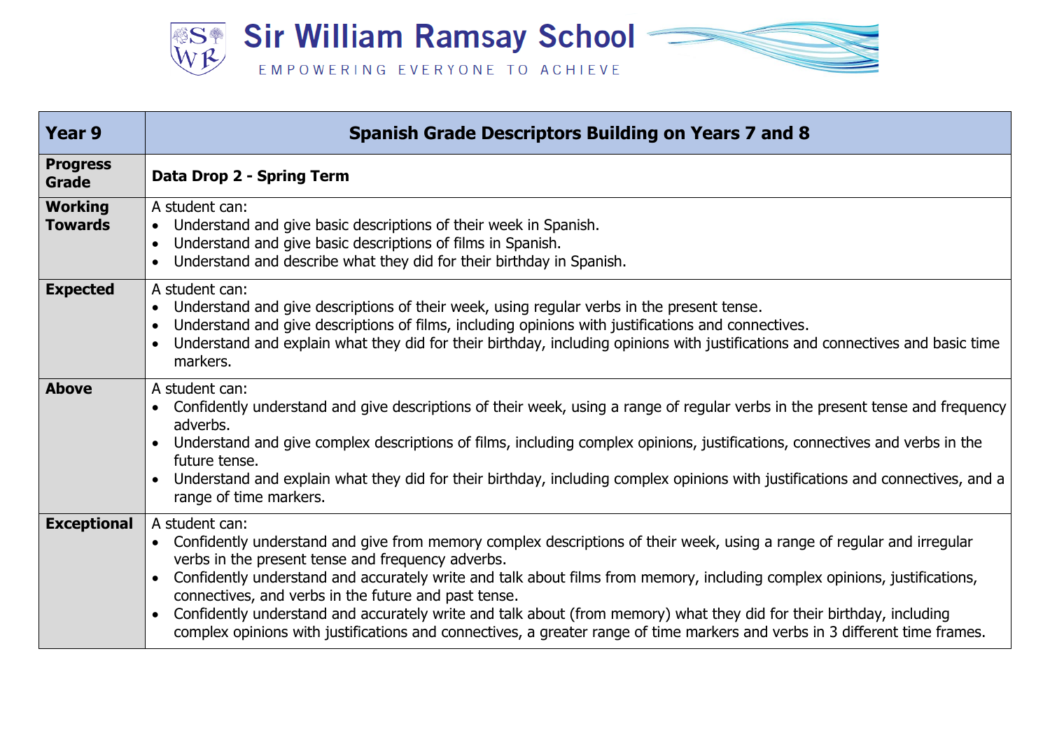# Sir William Ramsay School

EMPOWERING EVERYONE TO ACHIEVE

| Year 9 | Spanish Grade Descriptors Building on Years 7 and 8 |
| --- | --- |
| **Progress Grade** | **Data Drop 2 - Spring Term** |
| **Working Towards** | A student can:<br>• Understand and give basic descriptions of their week in Spanish.<br>• Understand and give basic descriptions of films in Spanish.<br>• Understand and describe what they did for their birthday in Spanish. |
| **Expected** | A student can:<br>• Understand and give descriptions of their week, using regular verbs in the present tense.<br>• Understand and give descriptions of films, including opinions with justifications and connectives.<br>• Understand and explain what they did for their birthday, including opinions with justifications and connectives and basic time markers. |
| **Above** | A student can:<br>• Confidently understand and give descriptions of their week, using a range of regular verbs in the present tense and frequency adverbs.<br>• Understand and give complex descriptions of films, including complex opinions, justifications, connectives and verbs in the future tense.<br>• Understand and explain what they did for their birthday, including complex opinions with justifications and connectives, and a range of time markers. |
| **Exceptional** | A student can:<br>• Confidently understand and give from memory complex descriptions of their week, using a range of regular and irregular verbs in the present tense and frequency adverbs.<br>• Confidently understand and accurately write and talk about films from memory, including complex opinions, justifications, connectives, and verbs in the future and past tense.<br>• Confidently understand and accurately write and talk about (from memory) what they did for their birthday, including complex opinions with justifications and connectives, a greater range of time markers and verbs in 3 different time frames. |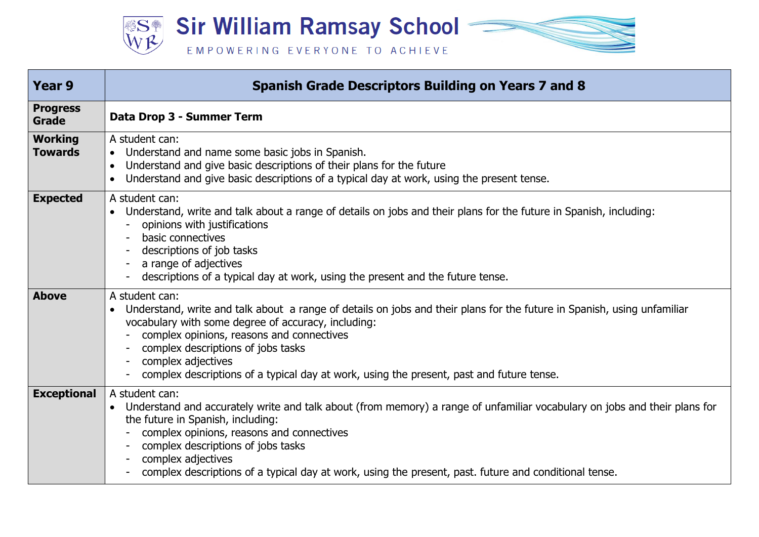# Sir William Ramsay School

EMPOWERING EVERYONE TO ACHIEVE

| Year 9 | Spanish Grade Descriptors Building on Years 7 and 8 |
|---|---|
| **Progress Grade** | **Data Drop 3 - Summer Term** |
| **Working Towards** | A student can:<br>• Understand and name some basic jobs in Spanish.<br>• Understand and give basic descriptions of their plans for the future<br>• Understand and give basic descriptions of a typical day at work, using the present tense. |
| **Expected** | A student can:<br>• Understand, write and talk about a range of details on jobs and their plans for the future in Spanish, including:<br>- opinions with justifications<br>- basic connectives<br>- descriptions of job tasks<br>- a range of adjectives<br>- descriptions of a typical day at work, using the present and the future tense. |
| **Above** | A student can:<br>• Understand, write and talk about a range of details on jobs and their plans for the future in Spanish, using unfamiliar vocabulary with some degree of accuracy, including:<br>- complex opinions, reasons and connectives<br>- complex descriptions of jobs tasks<br>- complex adjectives<br>- complex descriptions of a typical day at work, using the present, past and future tense. |
| **Exceptional** | A student can:<br>• Understand and accurately write and talk about (from memory) a range of unfamiliar vocabulary on jobs and their plans for the future in Spanish, including:<br>- complex opinions, reasons and connectives<br>- complex descriptions of jobs tasks<br>- complex adjectives<br>- complex descriptions of a typical day at work, using the present, past. future and conditional tense. |